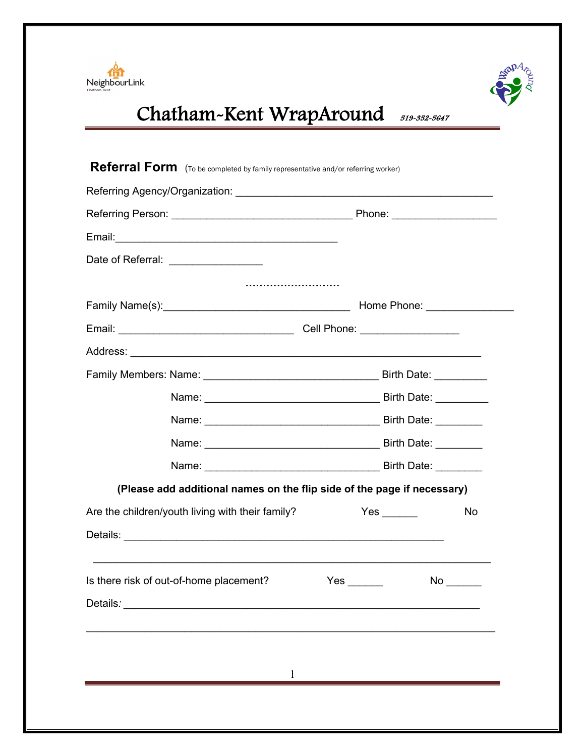NeighbourLink
Chatham-Kent

# Chatham-Kent WrapAround

*519-352-5647*

## Referral Form (To be completed by family representative and/or referring worker)

Referring Agency/Organization: _____________________________________________

Referring Person: _______________________________ Phone: __________________

Email:_______________________________________

Date of Referral: ________________

..........................

Family Name(s):________________________________ Home Phone: _______________

Email: ______________________________ Cell Phone: _________________

Address: ____________________________________________________________

Family Members: Name: ______________________________ Birth Date: _________

Name: ______________________________ Birth Date: _________

Name: ______________________________ Birth Date: ________

Name: ______________________________ Birth Date: ________

Name: ______________________________ Birth Date: ________

**(Please add additional names on the flip side of the page if necessary)**

Are the children/youth living with their family? Yes ______ No

Details: _______________________________________________________

_____________________________________________________________________

Is there risk of out-of-home placement? Yes ______ No ______

Details*:* ______________________________________________________________

_____________________________________________________________________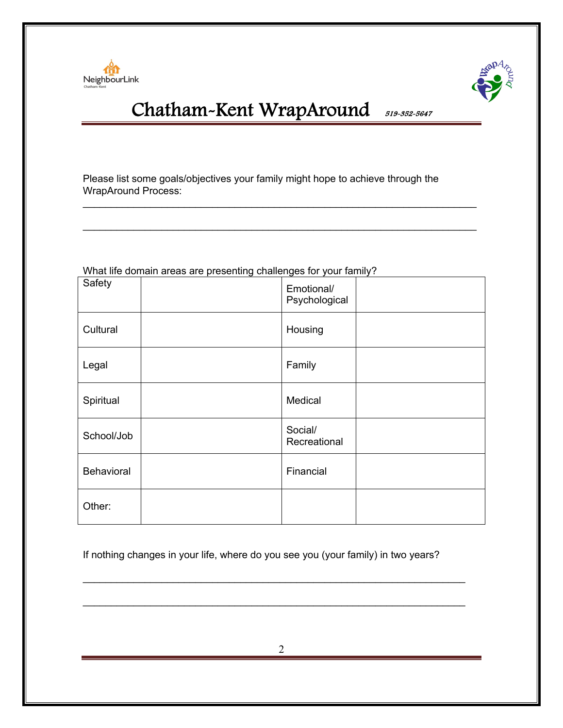# Chatham-Kent WrapAround

*519-352-5647*

Please list some goals/objectives your family might hope to achieve through the WrapAround Process:

\_\_\_\_\_\_\_\_\_\_\_\_\_\_\_\_\_\_\_\_\_\_\_\_\_\_\_\_\_\_\_\_\_\_\_\_\_\_\_\_\_\_\_\_\_\_\_\_\_\_\_\_\_\_\_\_\_\_\_\_\_\_\_\_\_\_\_\_

\_\_\_\_\_\_\_\_\_\_\_\_\_\_\_\_\_\_\_\_\_\_\_\_\_\_\_\_\_\_\_\_\_\_\_\_\_\_\_\_\_\_\_\_\_\_\_\_\_\_\_\_\_\_\_\_\_\_\_\_\_\_\_\_\_\_\_\_

What life domain areas are presenting challenges for your family?

| | | | |
|---|---|---|---|
| Safety | | Emotional/ Psychological | |
| Cultural | | Housing | |
| Legal | | Family | |
| Spiritual | | Medical | |
| School/Job | | Social/ Recreational | |
| Behavioral | | Financial | |
| Other: | | | |

If nothing changes in your life, where do you see you (your family) in two years?

\_\_\_\_\_\_\_\_\_\_\_\_\_\_\_\_\_\_\_\_\_\_\_\_\_\_\_\_\_\_\_\_\_\_\_\_\_\_\_\_\_\_\_\_\_\_\_\_\_\_\_\_\_\_\_\_\_\_\_\_\_\_\_\_\_\_\_\_

\_\_\_\_\_\_\_\_\_\_\_\_\_\_\_\_\_\_\_\_\_\_\_\_\_\_\_\_\_\_\_\_\_\_\_\_\_\_\_\_\_\_\_\_\_\_\_\_\_\_\_\_\_\_\_\_\_\_\_\_\_\_\_\_\_\_\_\_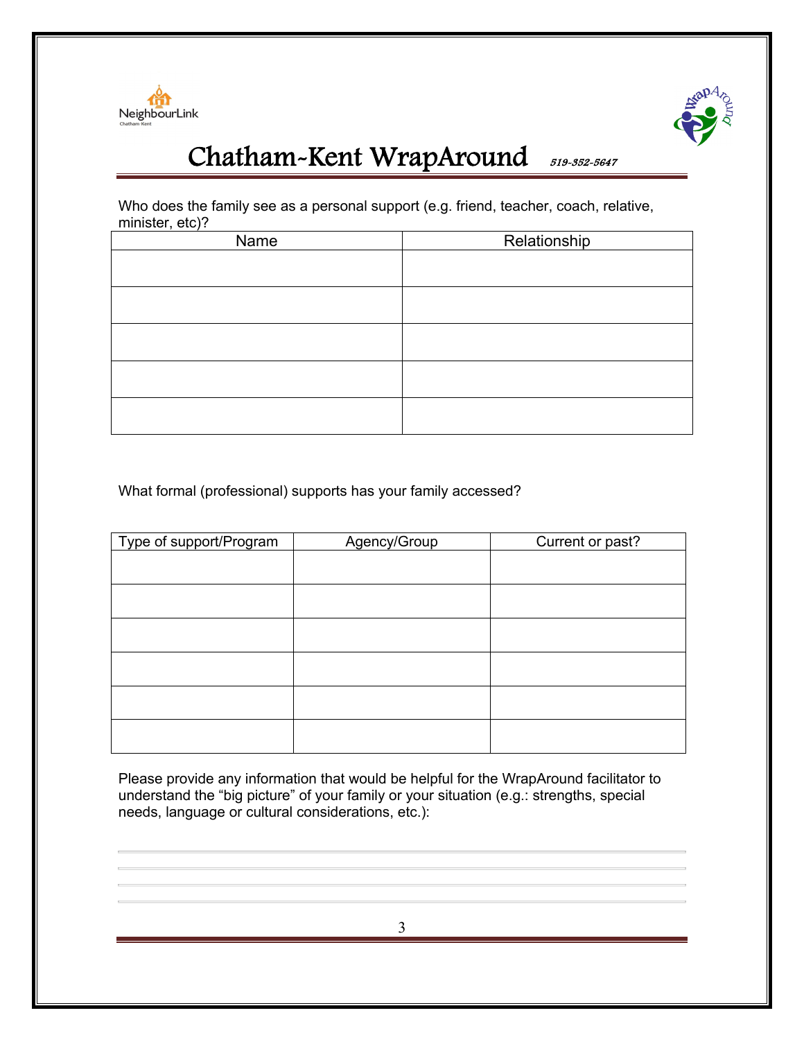# Chatham-Kent WrapAround

*519-352-5647*

Who does the family see as a personal support (e.g. friend, teacher, coach, relative, minister, etc)?

| Name | Relationship |
|---|---|
| | |
| | |
| | |
| | |
| | |

What formal (professional) supports has your family accessed?

| Type of support/Program | Agency/Group | Current or past? |
|---|---|---|
| | | |
| | | |
| | | |
| | | |
| | | |
| | | |

Please provide any information that would be helpful for the WrapAround facilitator to understand the “big picture” of your family or your situation (e.g.: strengths, special needs, language or cultural considerations, etc.):

___

___

___

___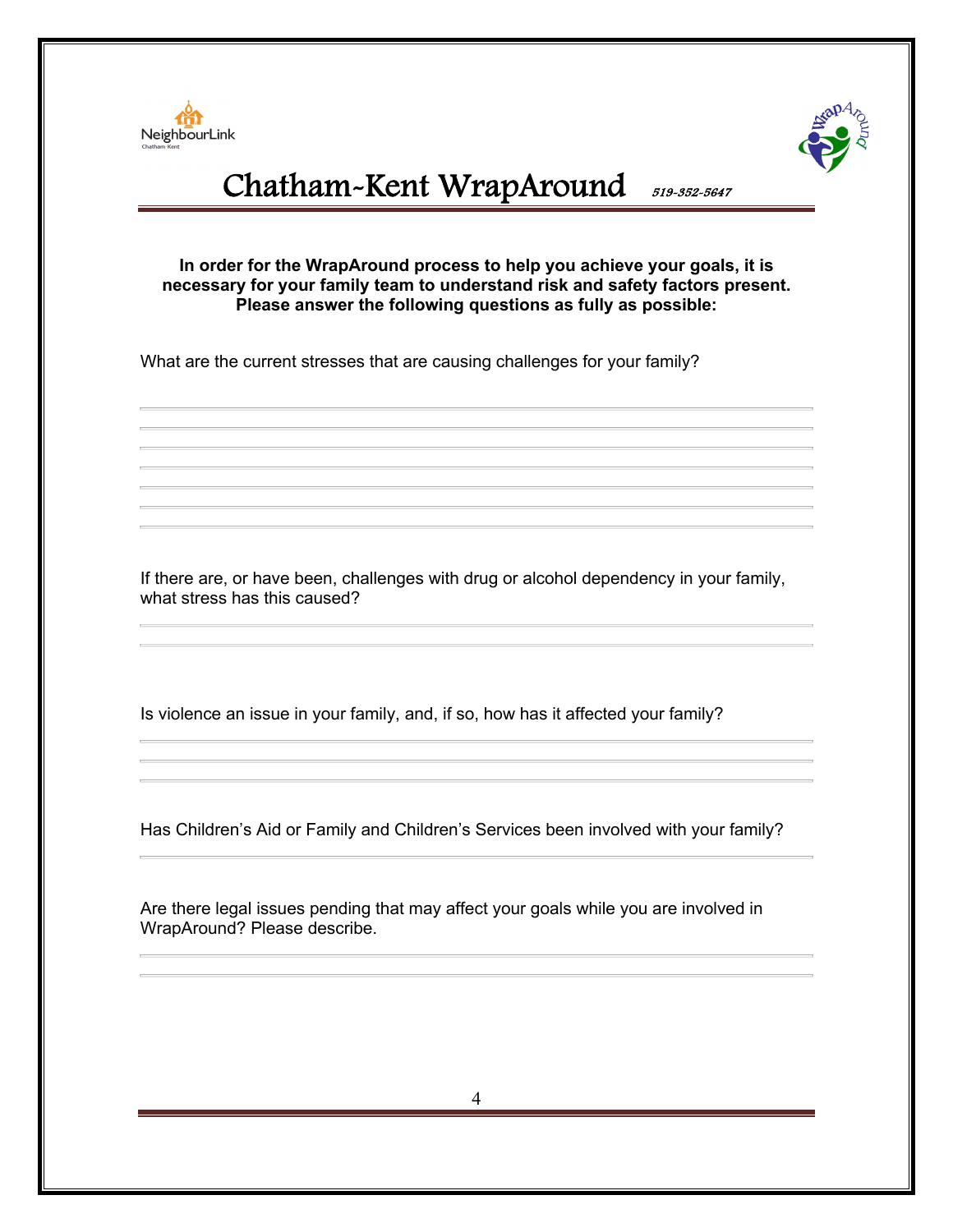NeighbourLink

# Chatham-Kent WrapAround

*519-352-5647*

**In order for the WrapAround process to help you achieve your goals, it is necessary for your family team to understand risk and safety factors present. Please answer the following questions as fully as possible:**

What are the current stresses that are causing challenges for your family?

If there are, or have been, challenges with drug or alcohol dependency in your family, what stress has this caused?

Is violence an issue in your family, and, if so, how has it affected your family?

Has Children's Aid or Family and Children's Services been involved with your family?

Are there legal issues pending that may affect your goals while you are involved in WrapAround? Please describe.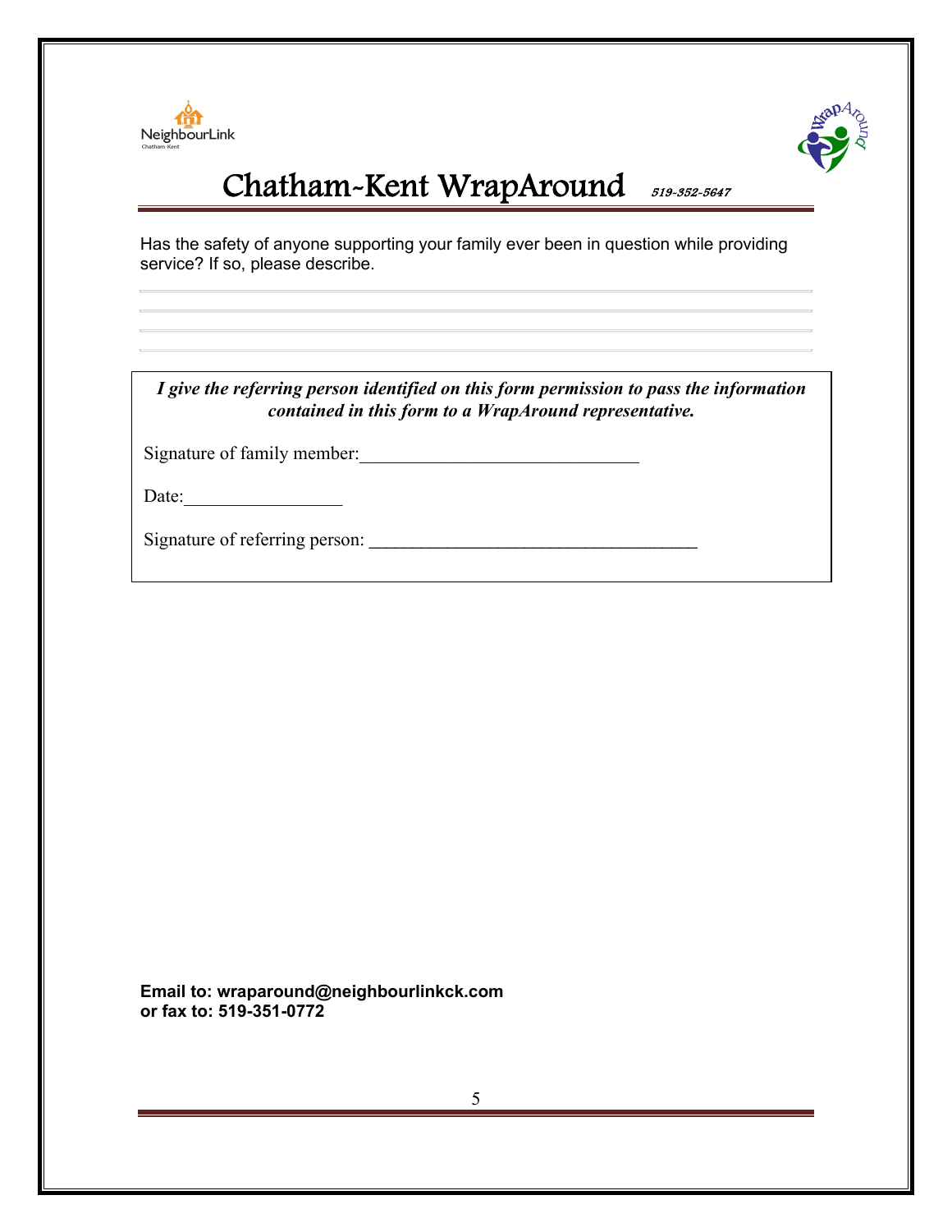# Chatham-Kent WrapAround *519-352-5647*

Has the safety of anyone supporting your family ever been in question while providing service? If so, please describe.

________________________________________________________________________

________________________________________________________________________

________________________________________________________________________

________________________________________________________________________

***I give the referring person identified on this form permission to pass the information contained in this form to a WrapAround representative.***

Signature of family member:______________________________

Date:_________________

Signature of referring person: ___________________________________

**Email to: wraparound@neighbourlinkck.com**
**or fax to: 519-351-0772**